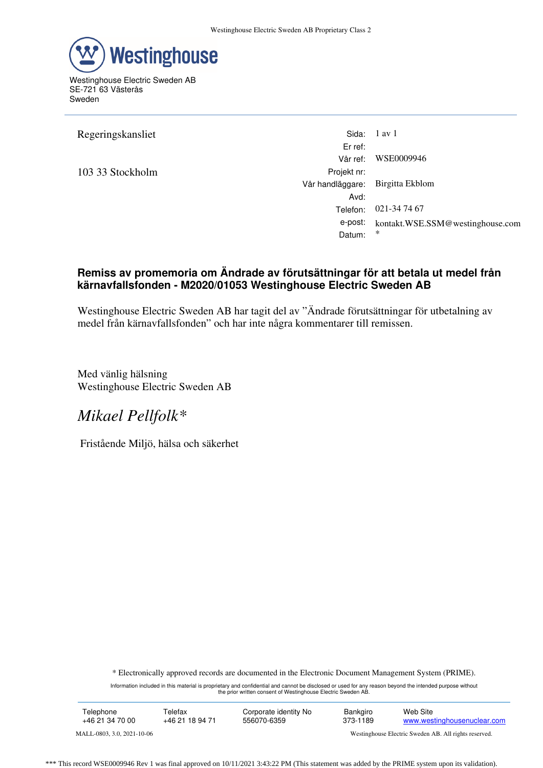Westinghouse Electric Sweden AB
SE-721 63 Västerås
Sweden

Regeringskansliet

103 33 Stockholm

| | |
|---|---|
| Sida: | 1 av 1 |
| Er ref: | |
| Vår ref: | WSE0009946 |
| Projekt nr: | |
| Vår handläggare: | Birgitta Ekblom |
| Avd: | |
| Telefon: | 021-34 74 67 |
| e-post: | kontakt.WSE.SSM@westinghouse.com |
| Datum: | * |

**Remiss av promemoria om Ändrade av förutsättningar för att betala ut medel från kärnavfallsfonden - M2020/01053 Westinghouse Electric Sweden AB**

Westinghouse Electric Sweden AB har tagit del av ”Ändrade förutsättningar för utbetalning av medel från kärnavfallsfonden” och har inte några kommentarer till remissen.

Med vänlig hälsning
Westinghouse Electric Sweden AB

*Mikael Pellfolk**

Fristående Miljö, hälsa och säkerhet

\* Electronically approved records are documented in the Electronic Document Management System (PRIME).

Information included in this material is proprietary and confidential and cannot be disclosed or used for any reason beyond the intended purpose without the prior written consent of Westinghouse Electric Sweden AB.

| Telephone | Telefax | Corporate identity No | Bankgiro | Web Site |
|---|---|---|---|---|
| +46 21 34 70 00 | +46 21 18 94 71 | 556070-6359 | 373-1189 | www.westinghousenuclear.com |

MALL-0803, 3.0, 2021-10-06

Westinghouse Electric Sweden AB. All rights reserved.

*** This record WSE0009946 Rev 1 was final approved on 10/11/2021 3:43:22 PM (This statement was added by the PRIME system upon its validation).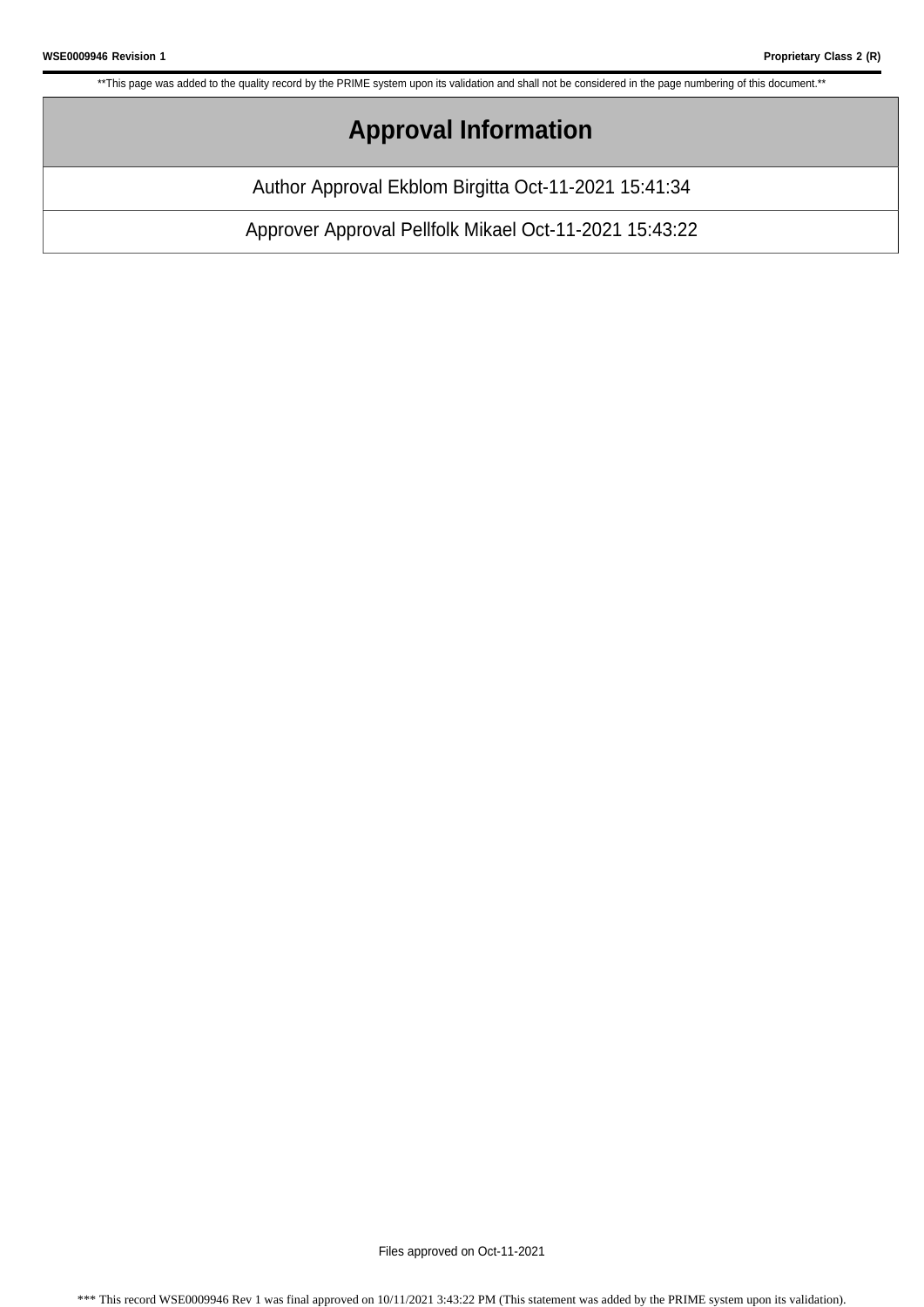**This page was added to the quality record by the PRIME system upon its validation and shall not be considered in the page numbering of this document.**

| Approval Information |
| --- |
| Author Approval Ekblom Birgitta Oct-11-2021 15:41:34 |
| Approver Approval Pellfolk Mikael Oct-11-2021 15:43:22 |

Files approved on Oct-11-2021

*** This record WSE0009946 Rev 1 was final approved on 10/11/2021 3:43:22 PM (This statement was added by the PRIME system upon its validation).